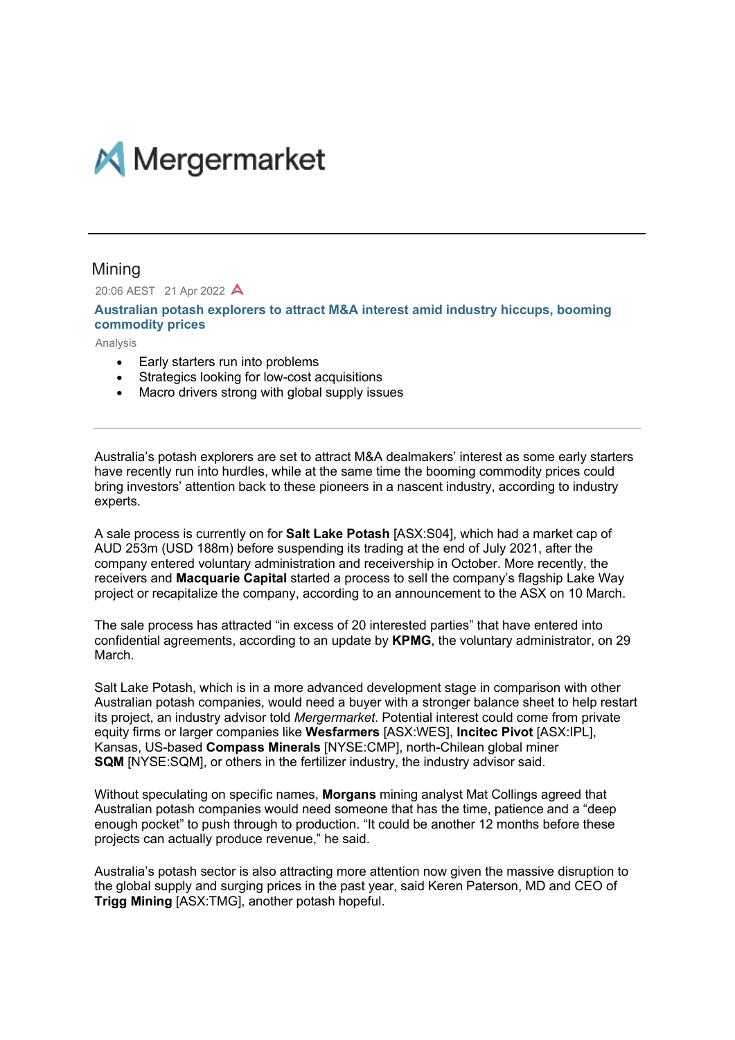Mergermarket

## Mining

20:06 AEST 21 Apr 2022

### Australian potash explorers to attract M&A interest amid industry hiccups, booming commodity prices

Analysis

- Early starters run into problems
- Strategics looking for low-cost acquisitions
- Macro drivers strong with global supply issues

---

Australia's potash explorers are set to attract M&A dealmakers' interest as some early starters have recently run into hurdles, while at the same time the booming commodity prices could bring investors' attention back to these pioneers in a nascent industry, according to industry experts.

A sale process is currently on for **Salt Lake Potash** [ASX:S04], which had a market cap of AUD 253m (USD 188m) before suspending its trading at the end of July 2021, after the company entered voluntary administration and receivership in October. More recently, the receivers and **Macquarie Capital** started a process to sell the company's flagship Lake Way project or recapitalize the company, according to an announcement to the ASX on 10 March.

The sale process has attracted "in excess of 20 interested parties" that have entered into confidential agreements, according to an update by **KPMG**, the voluntary administrator, on 29 March.

Salt Lake Potash, which is in a more advanced development stage in comparison with other Australian potash companies, would need a buyer with a stronger balance sheet to help restart its project, an industry advisor told *Mergermarket*. Potential interest could come from private equity firms or larger companies like **Wesfarmers** [ASX:WES], **Incitec Pivot** [ASX:IPL], Kansas, US-based **Compass Minerals** [NYSE:CMP], north-Chilean global miner **SQM** [NYSE:SQM], or others in the fertilizer industry, the industry advisor said.

Without speculating on specific names, **Morgans** mining analyst Mat Collings agreed that Australian potash companies would need someone that has the time, patience and a "deep enough pocket" to push through to production. "It could be another 12 months before these projects can actually produce revenue," he said.

Australia's potash sector is also attracting more attention now given the massive disruption to the global supply and surging prices in the past year, said Keren Paterson, MD and CEO of **Trigg Mining** [ASX:TMG], another potash hopeful.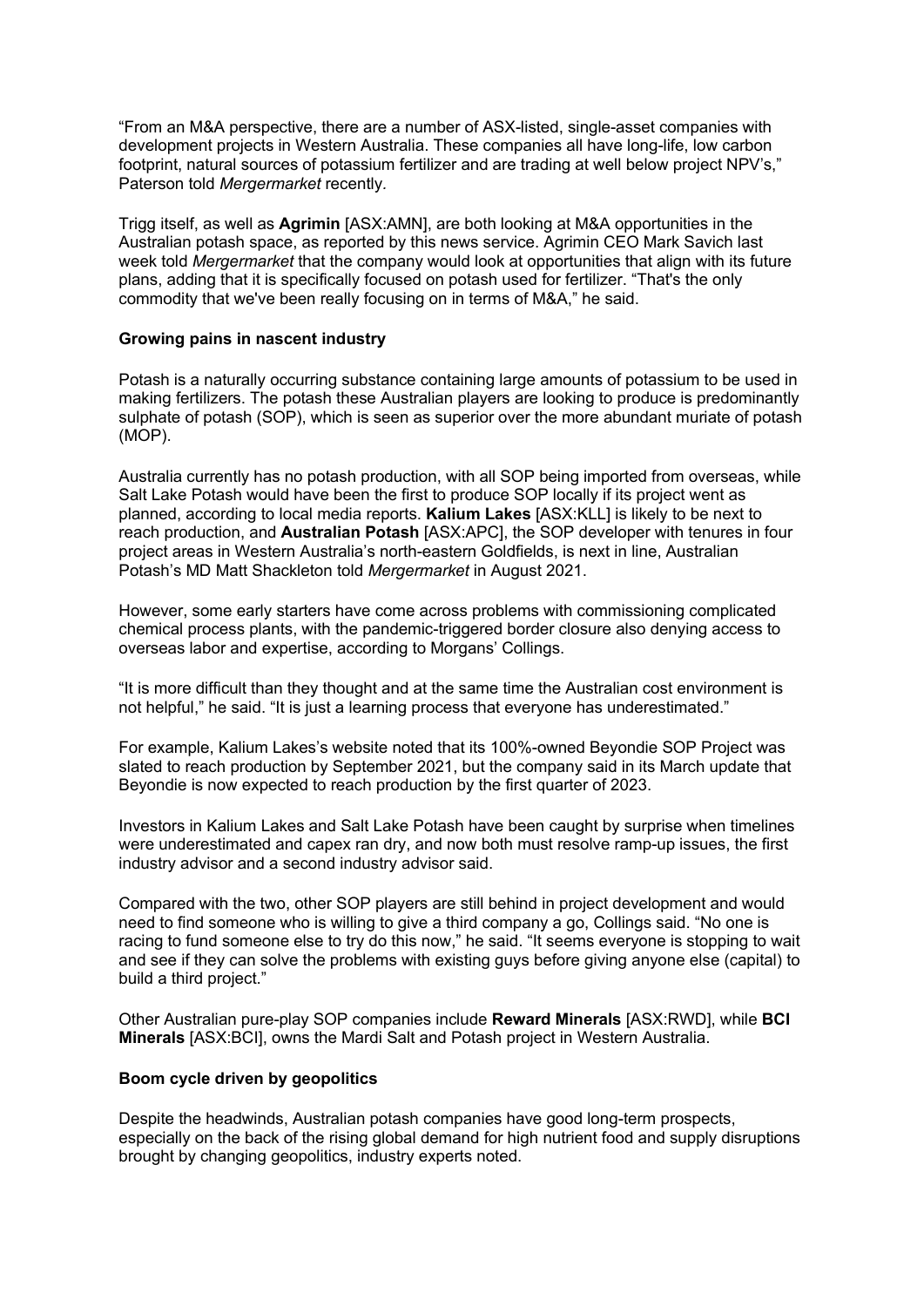"From an M&A perspective, there are a number of ASX-listed, single-asset companies with development projects in Western Australia. These companies all have long-life, low carbon footprint, natural sources of potassium fertilizer and are trading at well below project NPV's," Paterson told *Mergermarket* recently.

Trigg itself, as well as **Agrimin** [ASX:AMN], are both looking at M&A opportunities in the Australian potash space, as reported by this news service. Agrimin CEO Mark Savich last week told *Mergermarket* that the company would look at opportunities that align with its future plans, adding that it is specifically focused on potash used for fertilizer. "That's the only commodity that we've been really focusing on in terms of M&A," he said.

**Growing pains in nascent industry**

Potash is a naturally occurring substance containing large amounts of potassium to be used in making fertilizers. The potash these Australian players are looking to produce is predominantly sulphate of potash (SOP), which is seen as superior over the more abundant muriate of potash (MOP).

Australia currently has no potash production, with all SOP being imported from overseas, while Salt Lake Potash would have been the first to produce SOP locally if its project went as planned, according to local media reports. **Kalium Lakes** [ASX:KLL] is likely to be next to reach production, and **Australian Potash** [ASX:APC], the SOP developer with tenures in four project areas in Western Australia's north-eastern Goldfields, is next in line, Australian Potash's MD Matt Shackleton told *Mergermarket* in August 2021.

However, some early starters have come across problems with commissioning complicated chemical process plants, with the pandemic-triggered border closure also denying access to overseas labor and expertise, according to Morgans' Collings.

"It is more difficult than they thought and at the same time the Australian cost environment is not helpful," he said. "It is just a learning process that everyone has underestimated."

For example, Kalium Lakes's website noted that its 100%-owned Beyondie SOP Project was slated to reach production by September 2021, but the company said in its March update that Beyondie is now expected to reach production by the first quarter of 2023.

Investors in Kalium Lakes and Salt Lake Potash have been caught by surprise when timelines were underestimated and capex ran dry, and now both must resolve ramp-up issues, the first industry advisor and a second industry advisor said.

Compared with the two, other SOP players are still behind in project development and would need to find someone who is willing to give a third company a go, Collings said. "No one is racing to fund someone else to try do this now," he said. "It seems everyone is stopping to wait and see if they can solve the problems with existing guys before giving anyone else (capital) to build a third project."

Other Australian pure-play SOP companies include **Reward Minerals** [ASX:RWD], while **BCI Minerals** [ASX:BCI], owns the Mardi Salt and Potash project in Western Australia.

**Boom cycle driven by geopolitics**

Despite the headwinds, Australian potash companies have good long-term prospects, especially on the back of the rising global demand for high nutrient food and supply disruptions brought by changing geopolitics, industry experts noted.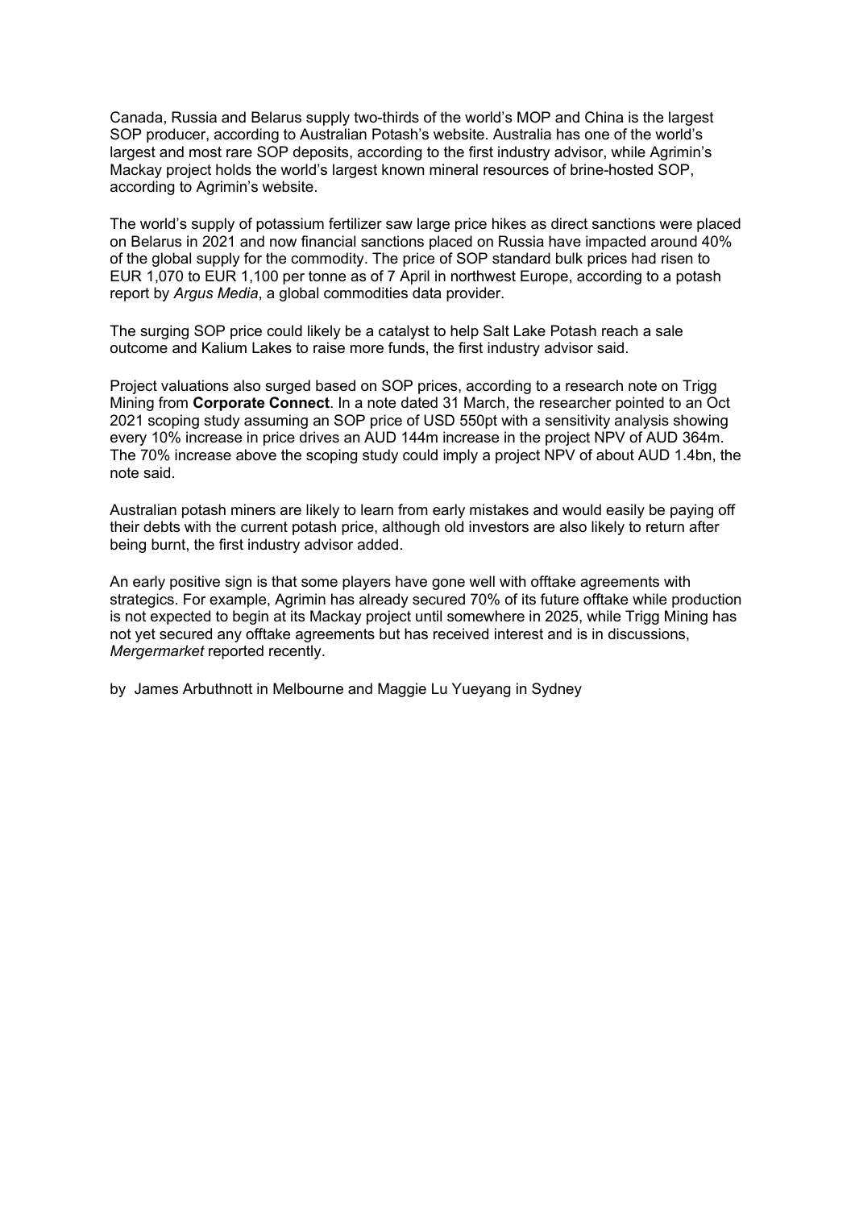Canada, Russia and Belarus supply two-thirds of the world's MOP and China is the largest SOP producer, according to Australian Potash's website. Australia has one of the world's largest and most rare SOP deposits, according to the first industry advisor, while Agrimin's Mackay project holds the world's largest known mineral resources of brine-hosted SOP, according to Agrimin's website.

The world's supply of potassium fertilizer saw large price hikes as direct sanctions were placed on Belarus in 2021 and now financial sanctions placed on Russia have impacted around 40% of the global supply for the commodity. The price of SOP standard bulk prices had risen to EUR 1,070 to EUR 1,100 per tonne as of 7 April in northwest Europe, according to a potash report by *Argus Media*, a global commodities data provider.

The surging SOP price could likely be a catalyst to help Salt Lake Potash reach a sale outcome and Kalium Lakes to raise more funds, the first industry advisor said.

Project valuations also surged based on SOP prices, according to a research note on Trigg Mining from **Corporate Connect**. In a note dated 31 March, the researcher pointed to an Oct 2021 scoping study assuming an SOP price of USD 550pt with a sensitivity analysis showing every 10% increase in price drives an AUD 144m increase in the project NPV of AUD 364m. The 70% increase above the scoping study could imply a project NPV of about AUD 1.4bn, the note said.

Australian potash miners are likely to learn from early mistakes and would easily be paying off their debts with the current potash price, although old investors are also likely to return after being burnt, the first industry advisor added.

An early positive sign is that some players have gone well with offtake agreements with strategics. For example, Agrimin has already secured 70% of its future offtake while production is not expected to begin at its Mackay project until somewhere in 2025, while Trigg Mining has not yet secured any offtake agreements but has received interest and is in discussions, *Mergermarket* reported recently.

by James Arbuthnott in Melbourne and Maggie Lu Yueyang in Sydney